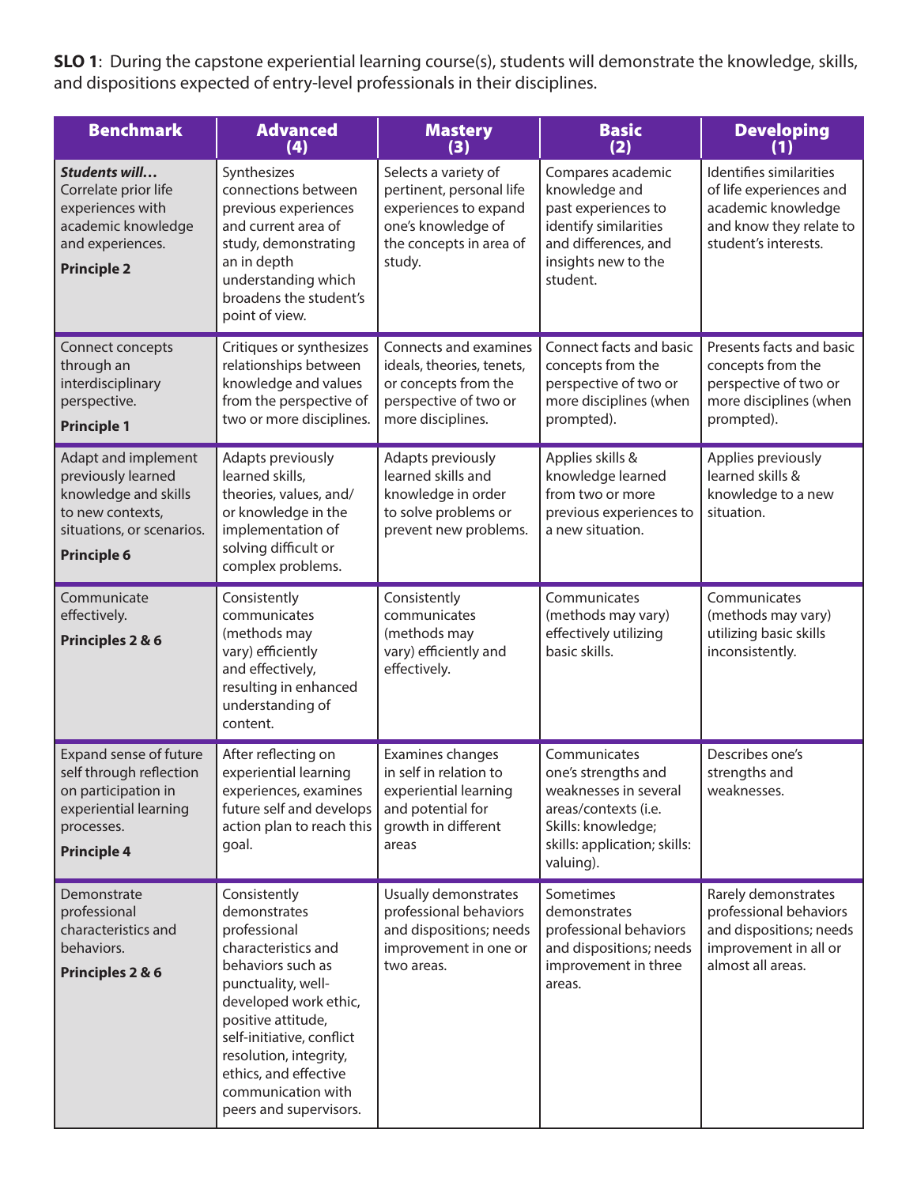**SLO 1**: During the capstone experiential learning course(s), students will demonstrate the knowledge, skills, and dispositions expected of entry-level professionals in their disciplines.

| Benchmark | Advanced (4) | Mastery (3) | Basic (2) | Developing (1) |
|---|---|---|---|---|
| ***Students will…*** Correlate prior life experiences with academic knowledge and experiences. **Principle 2** | Synthesizes connections between previous experiences and current area of study, demonstrating an in depth understanding which broadens the student's point of view. | Selects a variety of pertinent, personal life experiences to expand one's knowledge of the concepts in area of study. | Compares academic knowledge and past experiences to identify similarities and differences, and insights new to the student. | Identifies similarities of life experiences and academic knowledge and know they relate to student's interests. |
| Connect concepts through an interdisciplinary perspective. **Principle 1** | Critiques or synthesizes relationships between knowledge and values from the perspective of two or more disciplines. | Connects and examines ideals, theories, tenets, or concepts from the perspective of two or more disciplines. | Connect facts and basic concepts from the perspective of two or more disciplines (when prompted). | Presents facts and basic concepts from the perspective of two or more disciplines (when prompted). |
| Adapt and implement previously learned knowledge and skills to new contexts, situations, or scenarios. **Principle 6** | Adapts previously learned skills, theories, values, and/or knowledge in the implementation of solving difficult or complex problems. | Adapts previously learned skills and knowledge in order to solve problems or prevent new problems. | Applies skills & knowledge learned from two or more previous experiences to a new situation. | Applies previously learned skills & knowledge to a new situation. |
| Communicate effectively. **Principles 2 & 6** | Consistently communicates (methods may vary) efficiently and effectively, resulting in enhanced understanding of content. | Consistently communicates (methods may vary) efficiently and effectively. | Communicates (methods may vary) effectively utilizing basic skills. | Communicates (methods may vary) utilizing basic skills inconsistently. |
| Expand sense of future self through reflection on participation in experiential learning processes. **Principle 4** | After reflecting on experiential learning experiences, examines future self and develops action plan to reach this goal. | Examines changes in self in relation to experiential learning and potential for growth in different areas | Communicates one's strengths and weaknesses in several areas/contexts (i.e. Skills: knowledge; skills: application; skills: valuing). | Describes one's strengths and weaknesses. |
| Demonstrate professional characteristics and behaviors. **Principles 2 & 6** | Consistently demonstrates professional characteristics and behaviors such as punctuality, well-developed work ethic, positive attitude, self-initiative, conflict resolution, integrity, ethics, and effective communication with peers and supervisors. | Usually demonstrates professional behaviors and dispositions; needs improvement in one or two areas. | Sometimes demonstrates professional behaviors and dispositions; needs improvement in three areas. | Rarely demonstrates professional behaviors and dispositions; needs improvement in all or almost all areas. |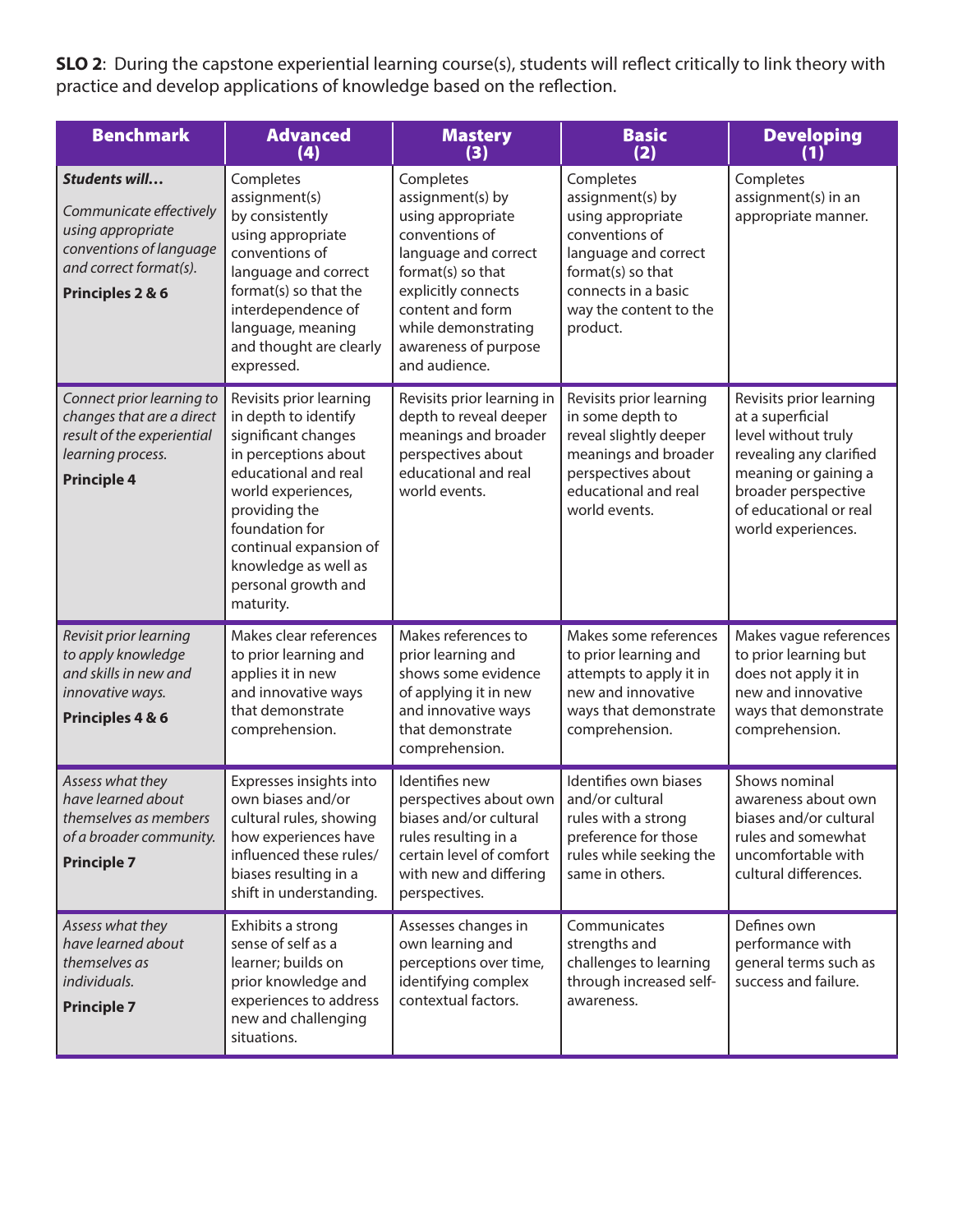**SLO 2**: During the capstone experiential learning course(s), students will reflect critically to link theory with practice and develop applications of knowledge based on the reflection.

| Benchmark | Advanced (4) | Mastery (3) | Basic (2) | Developing (1) |
|---|---|---|---|---|
| ***Students will…*** *Communicate effectively using appropriate conventions of language and correct format(s).* **Principles 2 & 6** | Completes assignment(s) by consistently using appropriate conventions of language and correct format(s) so that the interdependence of language, meaning and thought are clearly expressed. | Completes assignment(s) by using appropriate conventions of language and correct format(s) so that explicitly connects content and form while demonstrating awareness of purpose and audience. | Completes assignment(s) by using appropriate conventions of language and correct format(s) so that connects in a basic way the content to the product. | Completes assignment(s) in an appropriate manner. |
| *Connect prior learning to changes that are a direct result of the experiential learning process.* **Principle 4** | Revisits prior learning in depth to identify significant changes in perceptions about educational and real world experiences, providing the foundation for continual expansion of knowledge as well as personal growth and maturity. | Revisits prior learning in depth to reveal deeper meanings and broader perspectives about educational and real world events. | Revisits prior learning in some depth to reveal slightly deeper meanings and broader perspectives about educational and real world events. | Revisits prior learning at a superficial level without truly revealing any clarified meaning or gaining a broader perspective of educational or real world experiences. |
| *Revisit prior learning to apply knowledge and skills in new and innovative ways.* **Principles 4 & 6** | Makes clear references to prior learning and applies it in new and innovative ways that demonstrate comprehension. | Makes references to prior learning and shows some evidence of applying it in new and innovative ways that demonstrate comprehension. | Makes some references to prior learning and attempts to apply it in new and innovative ways that demonstrate comprehension. | Makes vague references to prior learning but does not apply it in new and innovative ways that demonstrate comprehension. |
| *Assess what they have learned about themselves as members of a broader community.* **Principle 7** | Expresses insights into own biases and/or cultural rules, showing how experiences have influenced these rules/biases resulting in a shift in understanding. | Identifies new perspectives about own biases and/or cultural rules resulting in a certain level of comfort with new and differing perspectives. | Identifies own biases and/or cultural rules with a strong preference for those rules while seeking the same in others. | Shows nominal awareness about own biases and/or cultural rules and somewhat uncomfortable with cultural differences. |
| *Assess what they have learned about themselves as individuals.* **Principle 7** | Exhibits a strong sense of self as a learner; builds on prior knowledge and experiences to address new and challenging situations. | Assesses changes in own learning and perceptions over time, identifying complex contextual factors. | Communicates strengths and challenges to learning through increased self-awareness. | Defines own performance with general terms such as success and failure. |